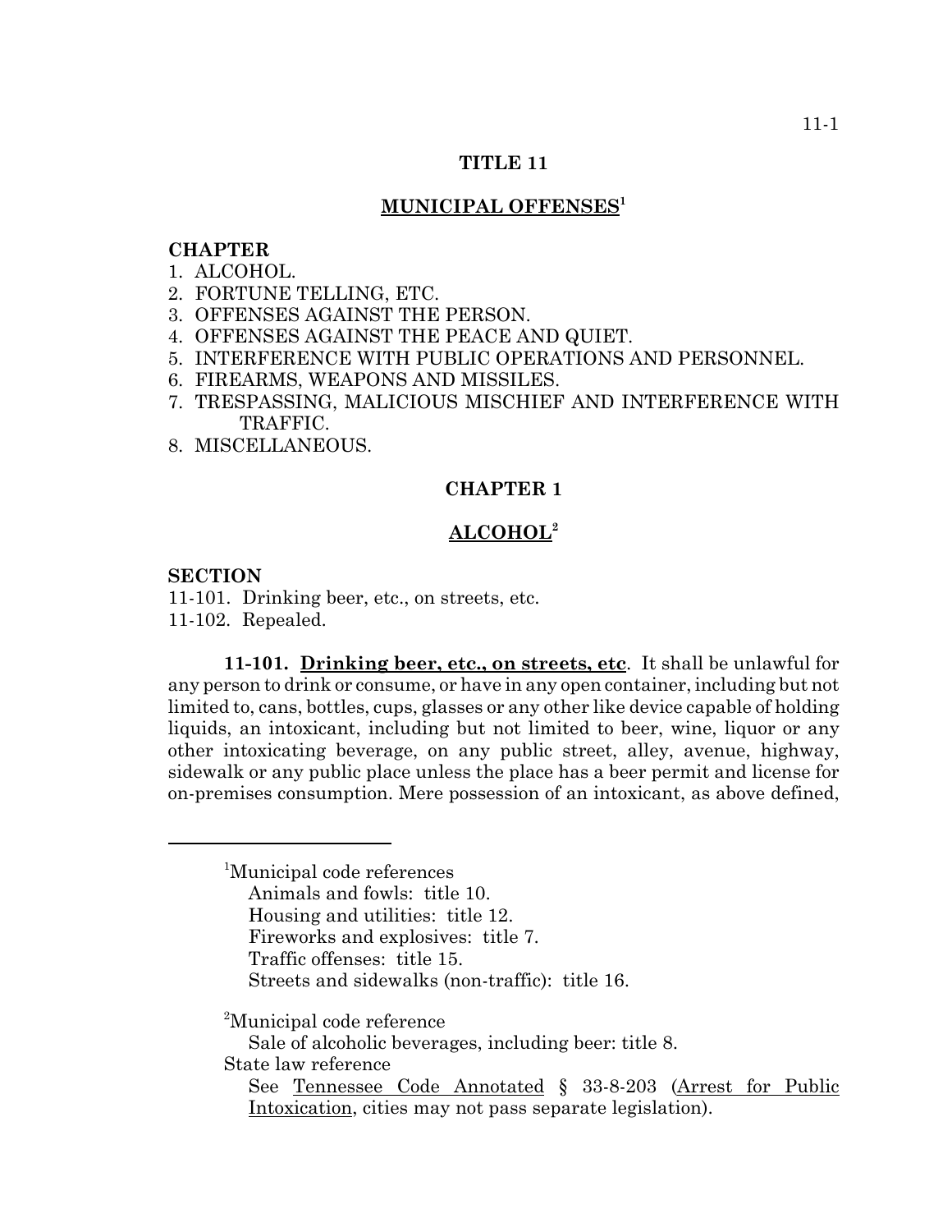# TITLE 11

## MUNICIPAL OFFENSES[1]

**CHAPTER**

1. ALCOHOL.
2. FORTUNE TELLING, ETC.
3. OFFENSES AGAINST THE PERSON.
4. OFFENSES AGAINST THE PEACE AND QUIET.
5. INTERFERENCE WITH PUBLIC OPERATIONS AND PERSONNEL.
6. FIREARMS, WEAPONS AND MISSILES.
7. TRESPASSING, MALICIOUS MISCHIEF AND INTERFERENCE WITH TRAFFIC.
8. MISCELLANEOUS.

## CHAPTER 1

## ALCOHOL[2]

**SECTION**

11-101. Drinking beer, etc., on streets, etc.
11-102. Repealed.

**11-101. Drinking beer, etc., on streets, etc**. It shall be unlawful for any person to drink or consume, or have in any open container, including but not limited to, cans, bottles, cups, glasses or any other like device capable of holding liquids, an intoxicant, including but not limited to beer, wine, liquor or any other intoxicating beverage, on any public street, alley, avenue, highway, sidewalk or any public place unless the place has a beer permit and license for on-premises consumption. Mere possession of an intoxicant, as above defined,

---

[1]Municipal code references
Animals and fowls: title 10.
Housing and utilities: title 12.
Fireworks and explosives: title 7.
Traffic offenses: title 15.
Streets and sidewalks (non-traffic): title 16.

[2]Municipal code reference
Sale of alcoholic beverages, including beer: title 8.
State law reference
See Tennessee Code Annotated § 33-8-203 (Arrest for Public Intoxication, cities may not pass separate legislation).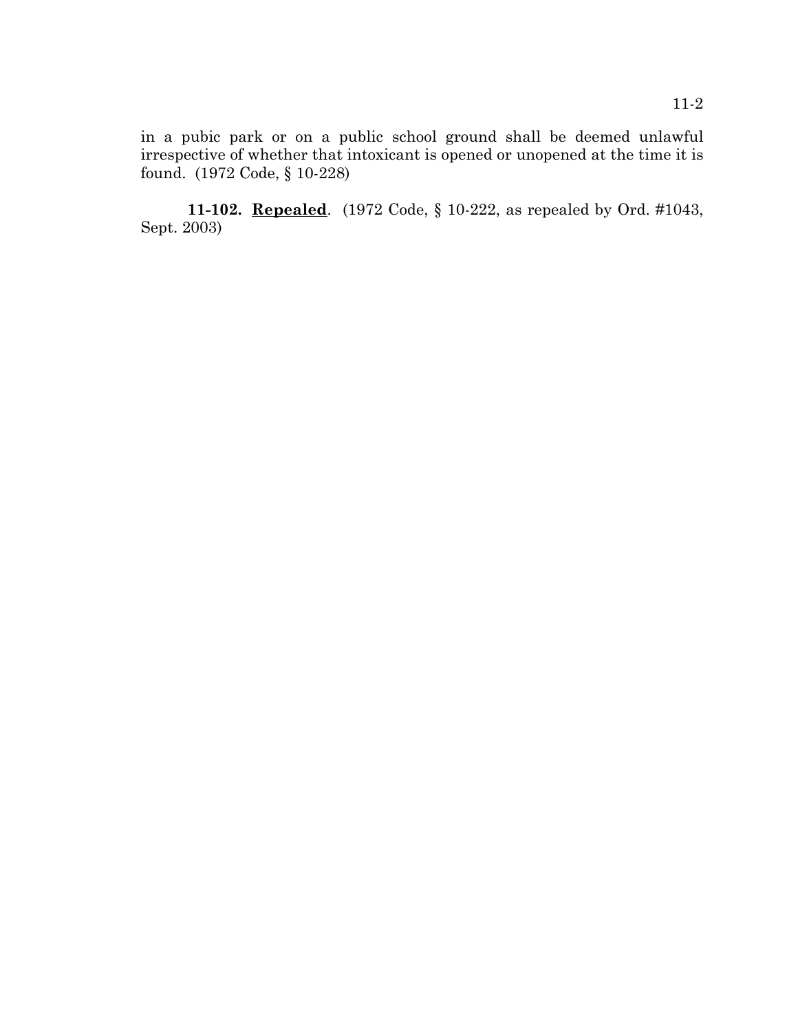in a pubic park or on a public school ground shall be deemed unlawful irrespective of whether that intoxicant is opened or unopened at the time it is found. (1972 Code, § 10-228)

**11-102. Repealed**. (1972 Code, § 10-222, as repealed by Ord. #1043, Sept. 2003)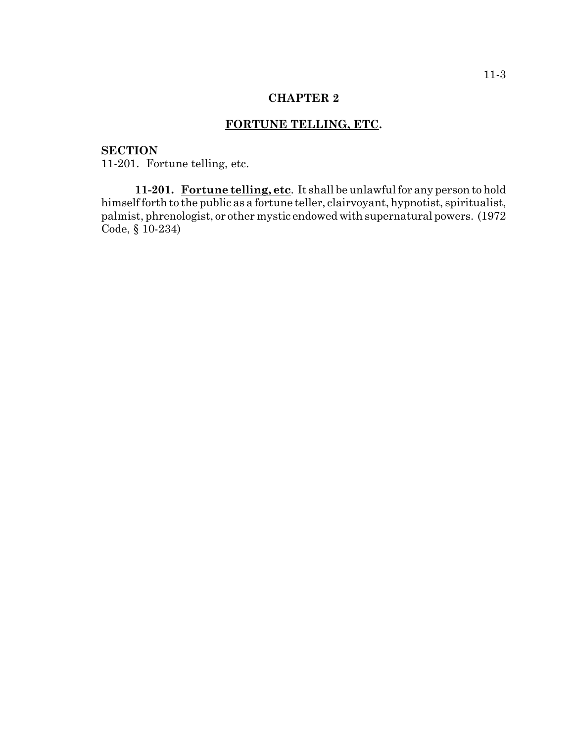# CHAPTER 2

## FORTUNE TELLING, ETC.

**SECTION**
11-201. Fortune telling, etc.

**11-201. Fortune telling, etc**. It shall be unlawful for any person to hold himself forth to the public as a fortune teller, clairvoyant, hypnotist, spiritualist, palmist, phrenologist, or other mystic endowed with supernatural powers. (1972 Code, § 10-234)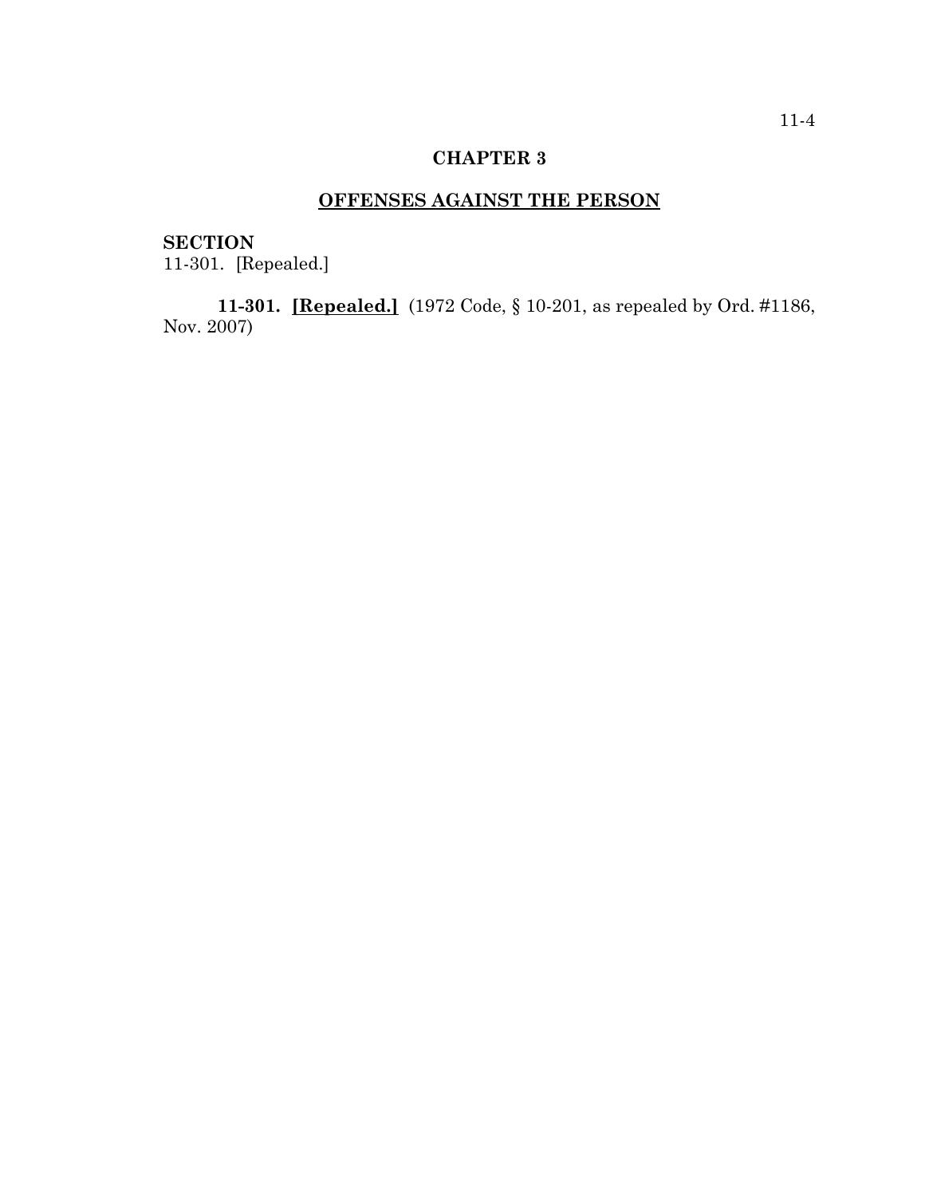## CHAPTER 3

## OFFENSES AGAINST THE PERSON

**SECTION**
11-301. [Repealed.]

**11-301. [Repealed.]** (1972 Code, § 10-201, as repealed by Ord. #1186, Nov. 2007)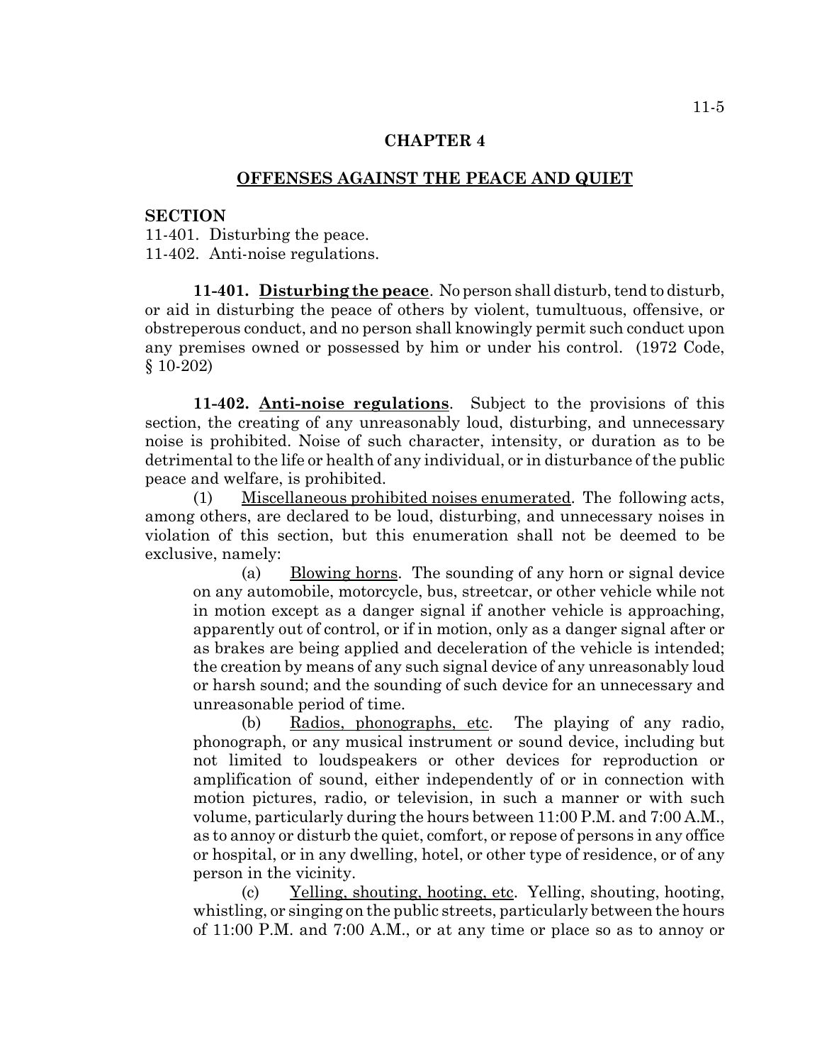# CHAPTER 4

## OFFENSES AGAINST THE PEACE AND QUIET

**SECTION**

11-401. Disturbing the peace.
11-402. Anti-noise regulations.

**11-401. Disturbing the peace**. No person shall disturb, tend to disturb, or aid in disturbing the peace of others by violent, tumultuous, offensive, or obstreperous conduct, and no person shall knowingly permit such conduct upon any premises owned or possessed by him or under his control. (1972 Code, § 10-202)

**11-402. Anti-noise regulations**. Subject to the provisions of this section, the creating of any unreasonably loud, disturbing, and unnecessary noise is prohibited. Noise of such character, intensity, or duration as to be detrimental to the life or health of any individual, or in disturbance of the public peace and welfare, is prohibited.

(1) Miscellaneous prohibited noises enumerated. The following acts, among others, are declared to be loud, disturbing, and unnecessary noises in violation of this section, but this enumeration shall not be deemed to be exclusive, namely:

(a) Blowing horns. The sounding of any horn or signal device on any automobile, motorcycle, bus, streetcar, or other vehicle while not in motion except as a danger signal if another vehicle is approaching, apparently out of control, or if in motion, only as a danger signal after or as brakes are being applied and deceleration of the vehicle is intended; the creation by means of any such signal device of any unreasonably loud or harsh sound; and the sounding of such device for an unnecessary and unreasonable period of time.

(b) Radios, phonographs, etc. The playing of any radio, phonograph, or any musical instrument or sound device, including but not limited to loudspeakers or other devices for reproduction or amplification of sound, either independently of or in connection with motion pictures, radio, or television, in such a manner or with such volume, particularly during the hours between 11:00 P.M. and 7:00 A.M., as to annoy or disturb the quiet, comfort, or repose of persons in any office or hospital, or in any dwelling, hotel, or other type of residence, or of any person in the vicinity.

(c) Yelling, shouting, hooting, etc. Yelling, shouting, hooting, whistling, or singing on the public streets, particularly between the hours of 11:00 P.M. and 7:00 A.M., or at any time or place so as to annoy or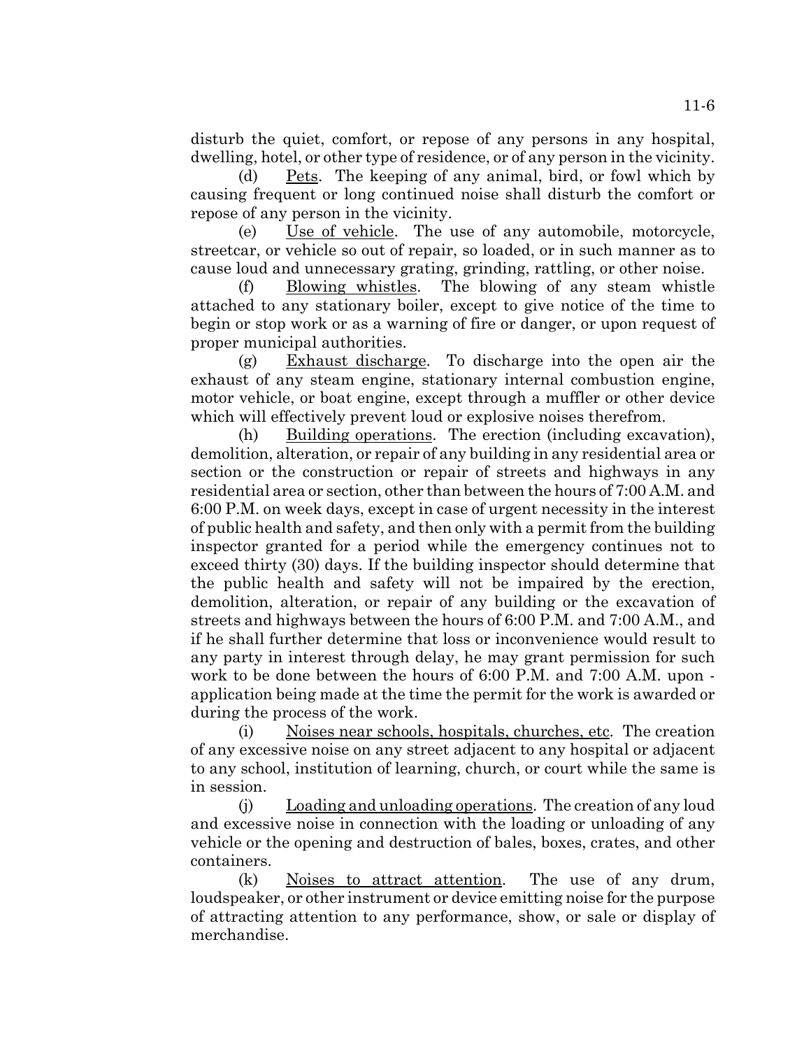disturb the quiet, comfort, or repose of any persons in any hospital, dwelling, hotel, or other type of residence, or of any person in the vicinity.

(d) Pets. The keeping of any animal, bird, or fowl which by causing frequent or long continued noise shall disturb the comfort or repose of any person in the vicinity.

(e) Use of vehicle. The use of any automobile, motorcycle, streetcar, or vehicle so out of repair, so loaded, or in such manner as to cause loud and unnecessary grating, grinding, rattling, or other noise.

(f) Blowing whistles. The blowing of any steam whistle attached to any stationary boiler, except to give notice of the time to begin or stop work or as a warning of fire or danger, or upon request of proper municipal authorities.

(g) Exhaust discharge. To discharge into the open air the exhaust of any steam engine, stationary internal combustion engine, motor vehicle, or boat engine, except through a muffler or other device which will effectively prevent loud or explosive noises therefrom.

(h) Building operations. The erection (including excavation), demolition, alteration, or repair of any building in any residential area or section or the construction or repair of streets and highways in any residential area or section, other than between the hours of 7:00 A.M. and 6:00 P.M. on week days, except in case of urgent necessity in the interest of public health and safety, and then only with a permit from the building inspector granted for a period while the emergency continues not to exceed thirty (30) days. If the building inspector should determine that the public health and safety will not be impaired by the erection, demolition, alteration, or repair of any building or the excavation of streets and highways between the hours of 6:00 P.M. and 7:00 A.M., and if he shall further determine that loss or inconvenience would result to any party in interest through delay, he may grant permission for such work to be done between the hours of 6:00 P.M. and 7:00 A.M. upon - application being made at the time the permit for the work is awarded or during the process of the work.

(i) Noises near schools, hospitals, churches, etc. The creation of any excessive noise on any street adjacent to any hospital or adjacent to any school, institution of learning, church, or court while the same is in session.

(j) Loading and unloading operations. The creation of any loud and excessive noise in connection with the loading or unloading of any vehicle or the opening and destruction of bales, boxes, crates, and other containers.

(k) Noises to attract attention. The use of any drum, loudspeaker, or other instrument or device emitting noise for the purpose of attracting attention to any performance, show, or sale or display of merchandise.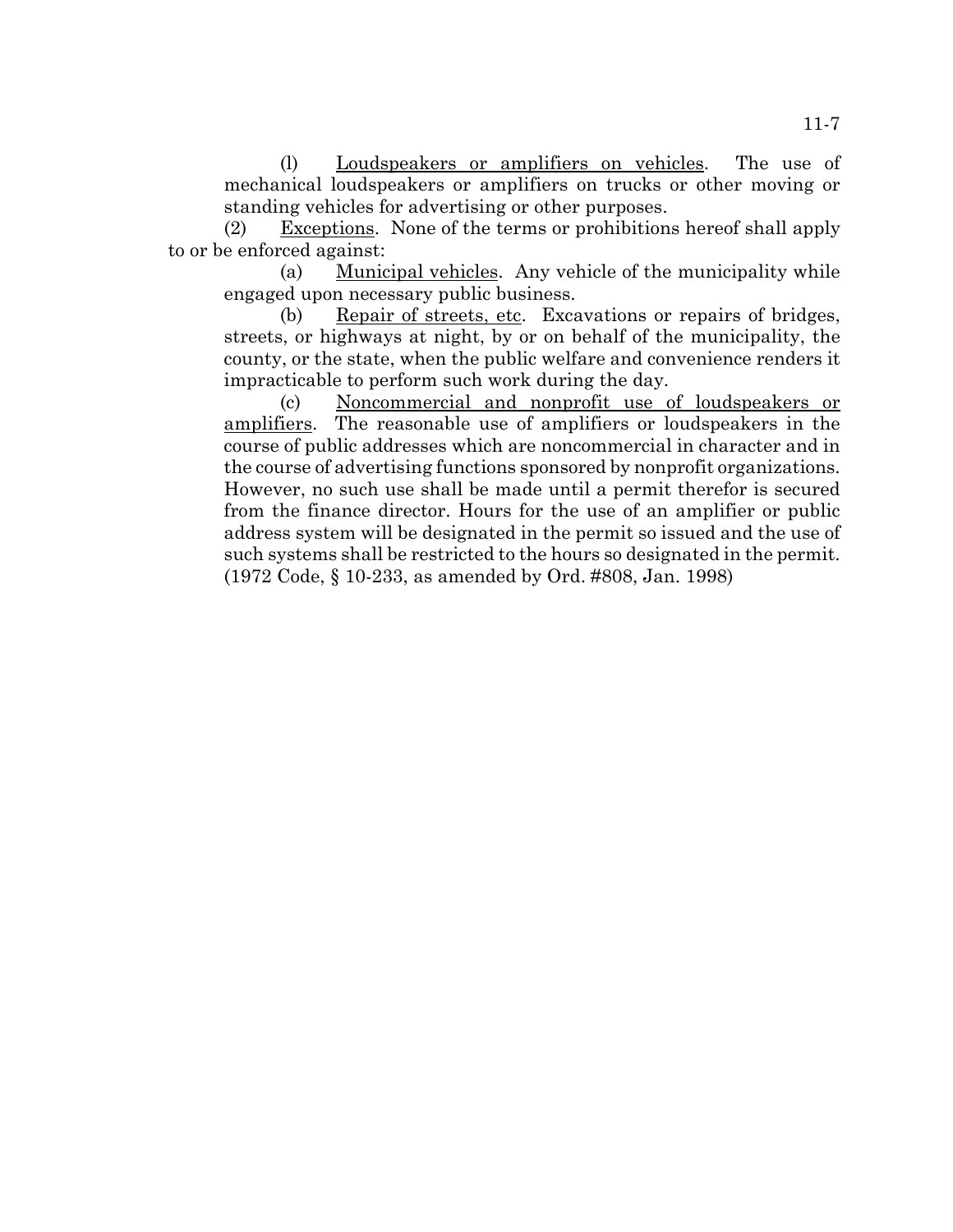(l) Loudspeakers or amplifiers on vehicles. The use of mechanical loudspeakers or amplifiers on trucks or other moving or standing vehicles for advertising or other purposes.

(2) Exceptions. None of the terms or prohibitions hereof shall apply to or be enforced against:

(a) Municipal vehicles. Any vehicle of the municipality while engaged upon necessary public business.

(b) Repair of streets, etc. Excavations or repairs of bridges, streets, or highways at night, by or on behalf of the municipality, the county, or the state, when the public welfare and convenience renders it impracticable to perform such work during the day.

(c) Noncommercial and nonprofit use of loudspeakers or amplifiers. The reasonable use of amplifiers or loudspeakers in the course of public addresses which are noncommercial in character and in the course of advertising functions sponsored by nonprofit organizations. However, no such use shall be made until a permit therefor is secured from the finance director. Hours for the use of an amplifier or public address system will be designated in the permit so issued and the use of such systems shall be restricted to the hours so designated in the permit. (1972 Code, § 10-233, as amended by Ord. #808, Jan. 1998)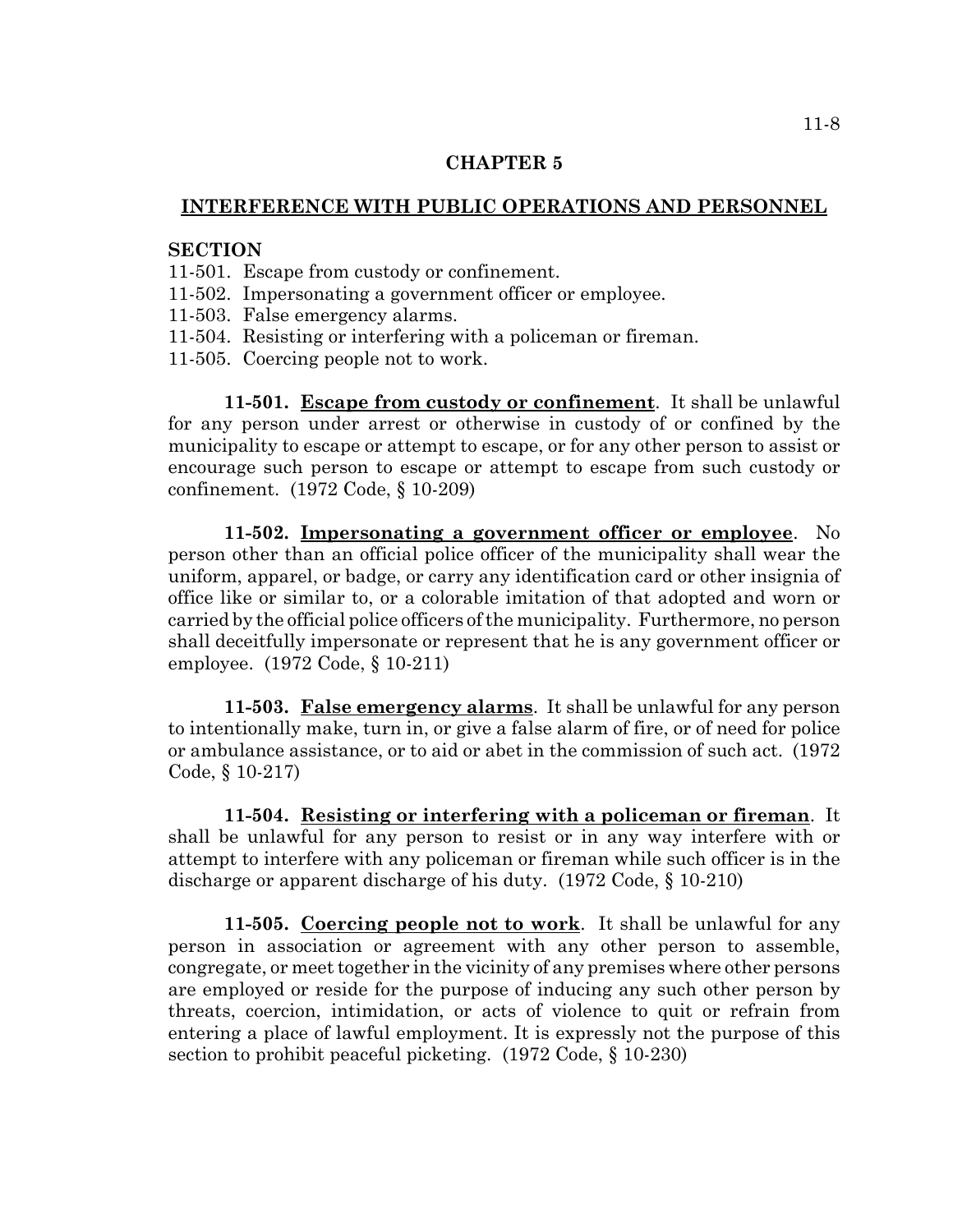## CHAPTER 5

## INTERFERENCE WITH PUBLIC OPERATIONS AND PERSONNEL

**SECTION**

11-501. Escape from custody or confinement.
11-502. Impersonating a government officer or employee.
11-503. False emergency alarms.
11-504. Resisting or interfering with a policeman or fireman.
11-505. Coercing people not to work.

**11-501. Escape from custody or confinement**. It shall be unlawful for any person under arrest or otherwise in custody of or confined by the municipality to escape or attempt to escape, or for any other person to assist or encourage such person to escape or attempt to escape from such custody or confinement. (1972 Code, § 10-209)

**11-502. Impersonating a government officer or employee**. No person other than an official police officer of the municipality shall wear the uniform, apparel, or badge, or carry any identification card or other insignia of office like or similar to, or a colorable imitation of that adopted and worn or carried by the official police officers of the municipality. Furthermore, no person shall deceitfully impersonate or represent that he is any government officer or employee. (1972 Code, § 10-211)

**11-503. False emergency alarms**. It shall be unlawful for any person to intentionally make, turn in, or give a false alarm of fire, or of need for police or ambulance assistance, or to aid or abet in the commission of such act. (1972 Code, § 10-217)

**11-504. Resisting or interfering with a policeman or fireman**. It shall be unlawful for any person to resist or in any way interfere with or attempt to interfere with any policeman or fireman while such officer is in the discharge or apparent discharge of his duty. (1972 Code, § 10-210)

**11-505. Coercing people not to work**. It shall be unlawful for any person in association or agreement with any other person to assemble, congregate, or meet together in the vicinity of any premises where other persons are employed or reside for the purpose of inducing any such other person by threats, coercion, intimidation, or acts of violence to quit or refrain from entering a place of lawful employment. It is expressly not the purpose of this section to prohibit peaceful picketing. (1972 Code, § 10-230)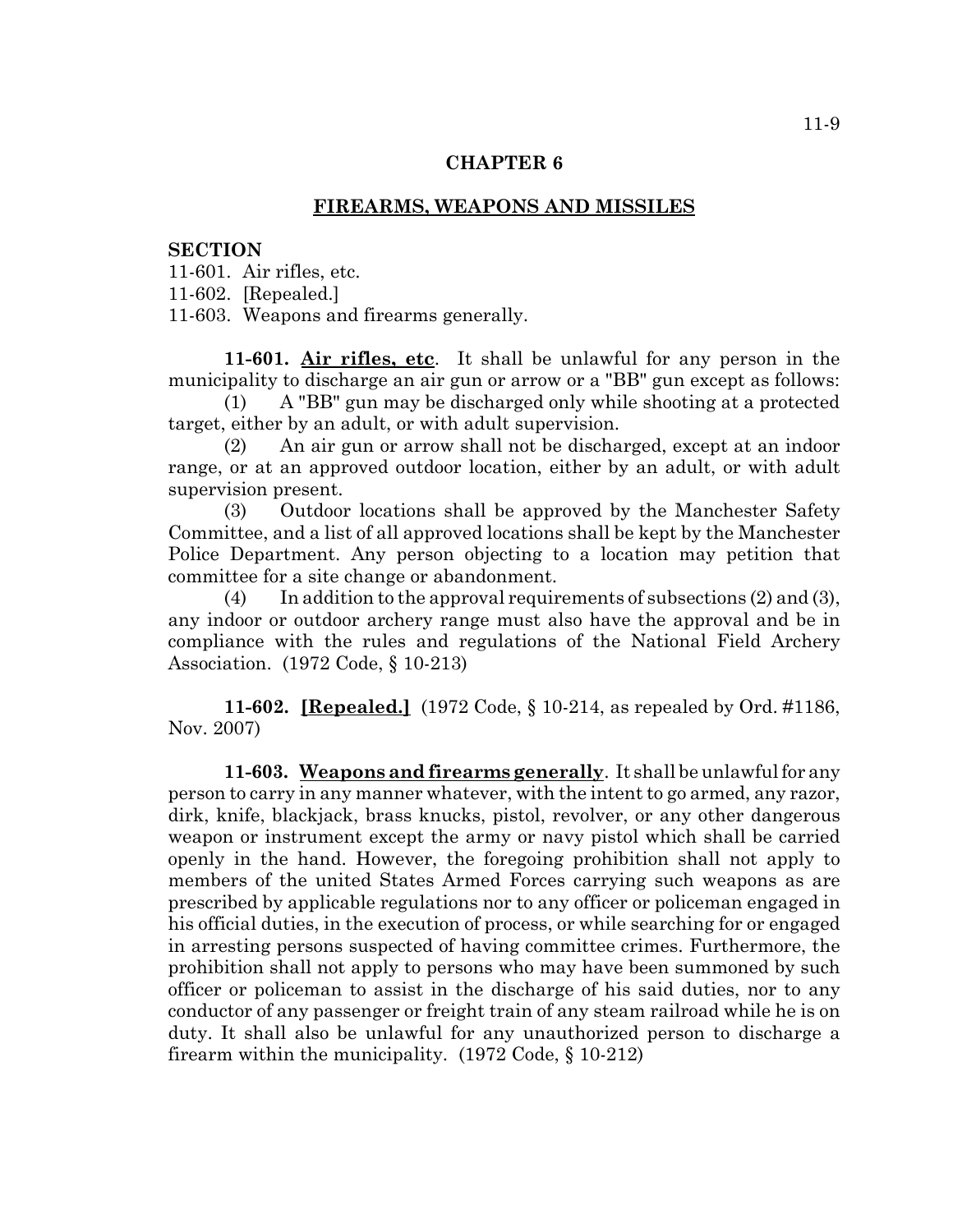## CHAPTER 6

## FIREARMS, WEAPONS AND MISSILES

**SECTION**

11-601. Air rifles, etc.
11-602. [Repealed.]
11-603. Weapons and firearms generally.

**11-601. Air rifles, etc.** It shall be unlawful for any person in the municipality to discharge an air gun or arrow or a "BB" gun except as follows:

(1) A "BB" gun may be discharged only while shooting at a protected target, either by an adult, or with adult supervision.

(2) An air gun or arrow shall not be discharged, except at an indoor range, or at an approved outdoor location, either by an adult, or with adult supervision present.

(3) Outdoor locations shall be approved by the Manchester Safety Committee, and a list of all approved locations shall be kept by the Manchester Police Department. Any person objecting to a location may petition that committee for a site change or abandonment.

(4) In addition to the approval requirements of subsections (2) and (3), any indoor or outdoor archery range must also have the approval and be in compliance with the rules and regulations of the National Field Archery Association. (1972 Code, § 10-213)

**11-602. [Repealed.]** (1972 Code, § 10-214, as repealed by Ord. #1186, Nov. 2007)

**11-603. Weapons and firearms generally.** It shall be unlawful for any person to carry in any manner whatever, with the intent to go armed, any razor, dirk, knife, blackjack, brass knucks, pistol, revolver, or any other dangerous weapon or instrument except the army or navy pistol which shall be carried openly in the hand. However, the foregoing prohibition shall not apply to members of the united States Armed Forces carrying such weapons as are prescribed by applicable regulations nor to any officer or policeman engaged in his official duties, in the execution of process, or while searching for or engaged in arresting persons suspected of having committee crimes. Furthermore, the prohibition shall not apply to persons who may have been summoned by such officer or policeman to assist in the discharge of his said duties, nor to any conductor of any passenger or freight train of any steam railroad while he is on duty. It shall also be unlawful for any unauthorized person to discharge a firearm within the municipality. (1972 Code, § 10-212)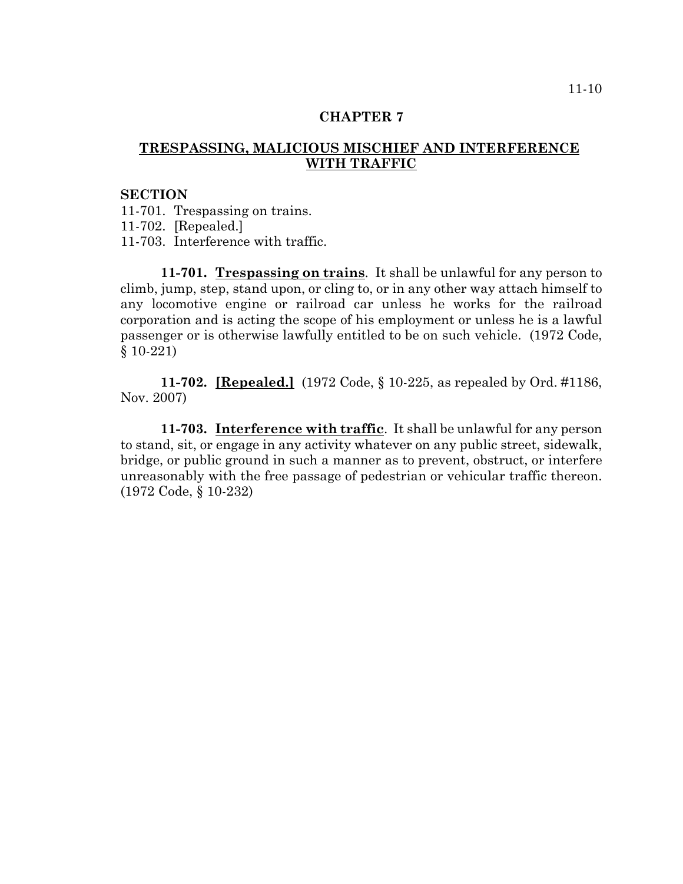# CHAPTER 7

## TRESPASSING, MALICIOUS MISCHIEF AND INTERFERENCE WITH TRAFFIC

**SECTION**

11-701. Trespassing on trains.
11-702. [Repealed.]
11-703. Interference with traffic.

**11-701. Trespassing on trains**. It shall be unlawful for any person to climb, jump, step, stand upon, or cling to, or in any other way attach himself to any locomotive engine or railroad car unless he works for the railroad corporation and is acting the scope of his employment or unless he is a lawful passenger or is otherwise lawfully entitled to be on such vehicle. (1972 Code, § 10-221)

**11-702. [Repealed.]** (1972 Code, § 10-225, as repealed by Ord. #1186, Nov. 2007)

**11-703. Interference with traffic**. It shall be unlawful for any person to stand, sit, or engage in any activity whatever on any public street, sidewalk, bridge, or public ground in such a manner as to prevent, obstruct, or interfere unreasonably with the free passage of pedestrian or vehicular traffic thereon. (1972 Code, § 10-232)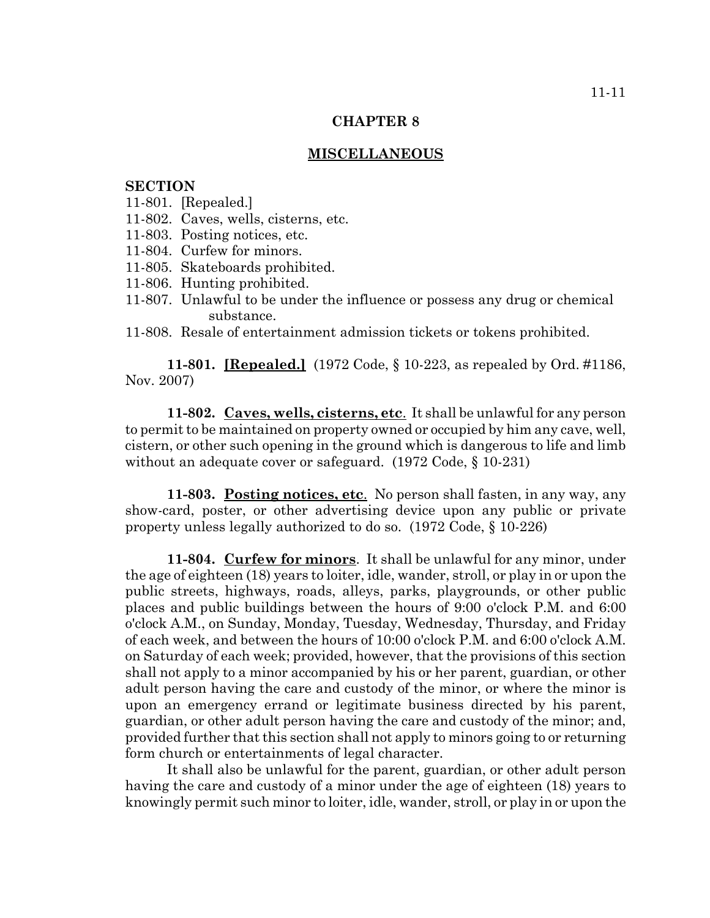# CHAPTER 8

## MISCELLANEOUS

**SECTION**

11-801. [Repealed.]
11-802. Caves, wells, cisterns, etc.
11-803. Posting notices, etc.
11-804. Curfew for minors.
11-805. Skateboards prohibited.
11-806. Hunting prohibited.
11-807. Unlawful to be under the influence or possess any drug or chemical substance.
11-808. Resale of entertainment admission tickets or tokens prohibited.

**11-801. [Repealed.]** (1972 Code, § 10-223, as repealed by Ord. #1186, Nov. 2007)

**11-802. Caves, wells, cisterns, etc**. It shall be unlawful for any person to permit to be maintained on property owned or occupied by him any cave, well, cistern, or other such opening in the ground which is dangerous to life and limb without an adequate cover or safeguard. (1972 Code, § 10-231)

**11-803. Posting notices, etc**. No person shall fasten, in any way, any show-card, poster, or other advertising device upon any public or private property unless legally authorized to do so. (1972 Code, § 10-226)

**11-804. Curfew for minors**. It shall be unlawful for any minor, under the age of eighteen (18) years to loiter, idle, wander, stroll, or play in or upon the public streets, highways, roads, alleys, parks, playgrounds, or other public places and public buildings between the hours of 9:00 o'clock P.M. and 6:00 o'clock A.M., on Sunday, Monday, Tuesday, Wednesday, Thursday, and Friday of each week, and between the hours of 10:00 o'clock P.M. and 6:00 o'clock A.M. on Saturday of each week; provided, however, that the provisions of this section shall not apply to a minor accompanied by his or her parent, guardian, or other adult person having the care and custody of the minor, or where the minor is upon an emergency errand or legitimate business directed by his parent, guardian, or other adult person having the care and custody of the minor; and, provided further that this section shall not apply to minors going to or returning form church or entertainments of legal character.

It shall also be unlawful for the parent, guardian, or other adult person having the care and custody of a minor under the age of eighteen (18) years to knowingly permit such minor to loiter, idle, wander, stroll, or play in or upon the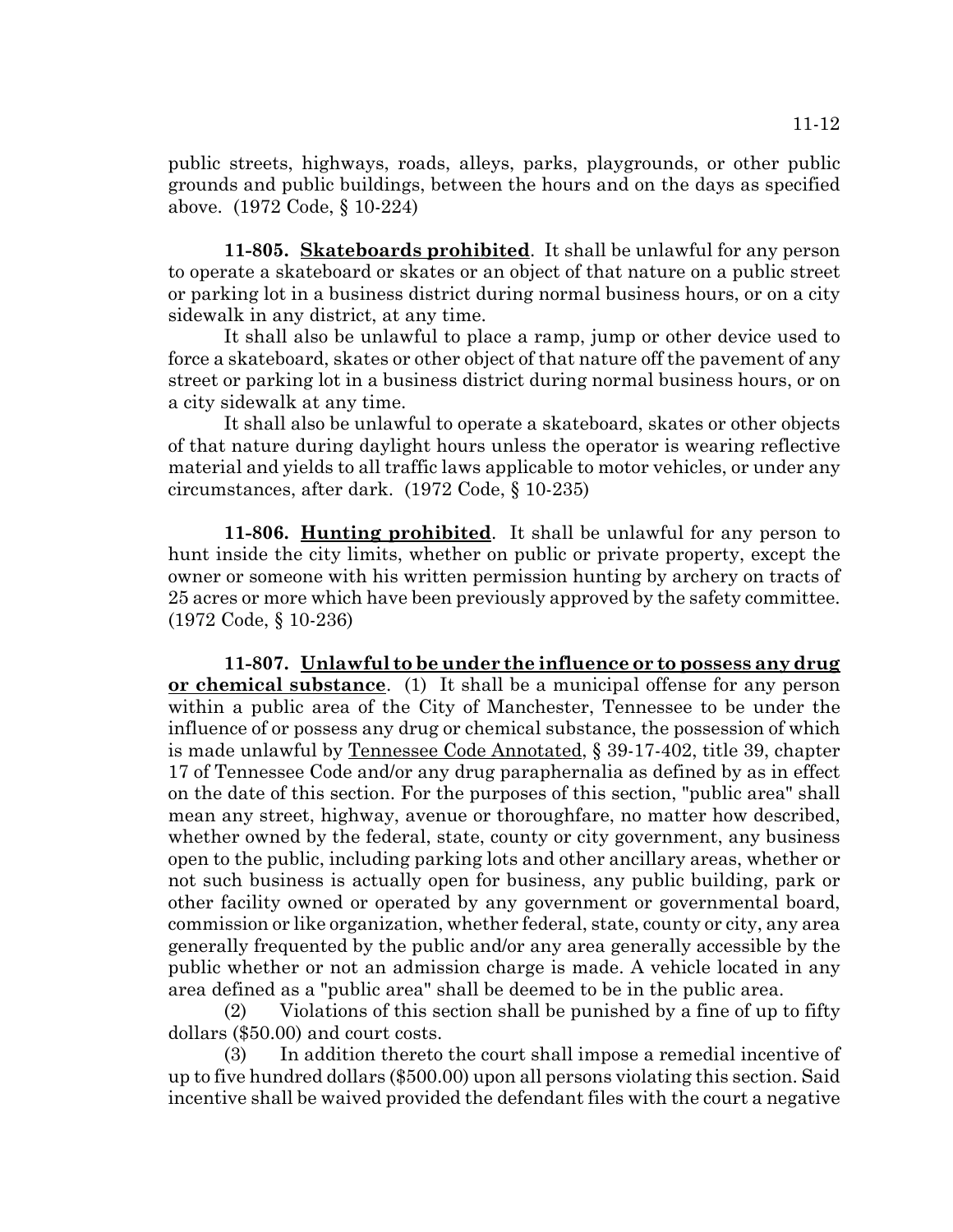public streets, highways, roads, alleys, parks, playgrounds, or other public grounds and public buildings, between the hours and on the days as specified above. (1972 Code, § 10-224)

**11-805. Skateboards prohibited**. It shall be unlawful for any person to operate a skateboard or skates or an object of that nature on a public street or parking lot in a business district during normal business hours, or on a city sidewalk in any district, at any time.

It shall also be unlawful to place a ramp, jump or other device used to force a skateboard, skates or other object of that nature off the pavement of any street or parking lot in a business district during normal business hours, or on a city sidewalk at any time.

It shall also be unlawful to operate a skateboard, skates or other objects of that nature during daylight hours unless the operator is wearing reflective material and yields to all traffic laws applicable to motor vehicles, or under any circumstances, after dark. (1972 Code, § 10-235)

**11-806. Hunting prohibited**. It shall be unlawful for any person to hunt inside the city limits, whether on public or private property, except the owner or someone with his written permission hunting by archery on tracts of 25 acres or more which have been previously approved by the safety committee. (1972 Code, § 10-236)

**11-807. Unlawful to be under the influence or to possess any drug or chemical substance**. (1) It shall be a municipal offense for any person within a public area of the City of Manchester, Tennessee to be under the influence of or possess any drug or chemical substance, the possession of which is made unlawful by Tennessee Code Annotated, § 39-17-402, title 39, chapter 17 of Tennessee Code and/or any drug paraphernalia as defined by as in effect on the date of this section. For the purposes of this section, "public area" shall mean any street, highway, avenue or thoroughfare, no matter how described, whether owned by the federal, state, county or city government, any business open to the public, including parking lots and other ancillary areas, whether or not such business is actually open for business, any public building, park or other facility owned or operated by any government or governmental board, commission or like organization, whether federal, state, county or city, any area generally frequented by the public and/or any area generally accessible by the public whether or not an admission charge is made. A vehicle located in any area defined as a "public area" shall be deemed to be in the public area.

(2) Violations of this section shall be punished by a fine of up to fifty dollars ($50.00) and court costs.

(3) In addition thereto the court shall impose a remedial incentive of up to five hundred dollars ($500.00) upon all persons violating this section. Said incentive shall be waived provided the defendant files with the court a negative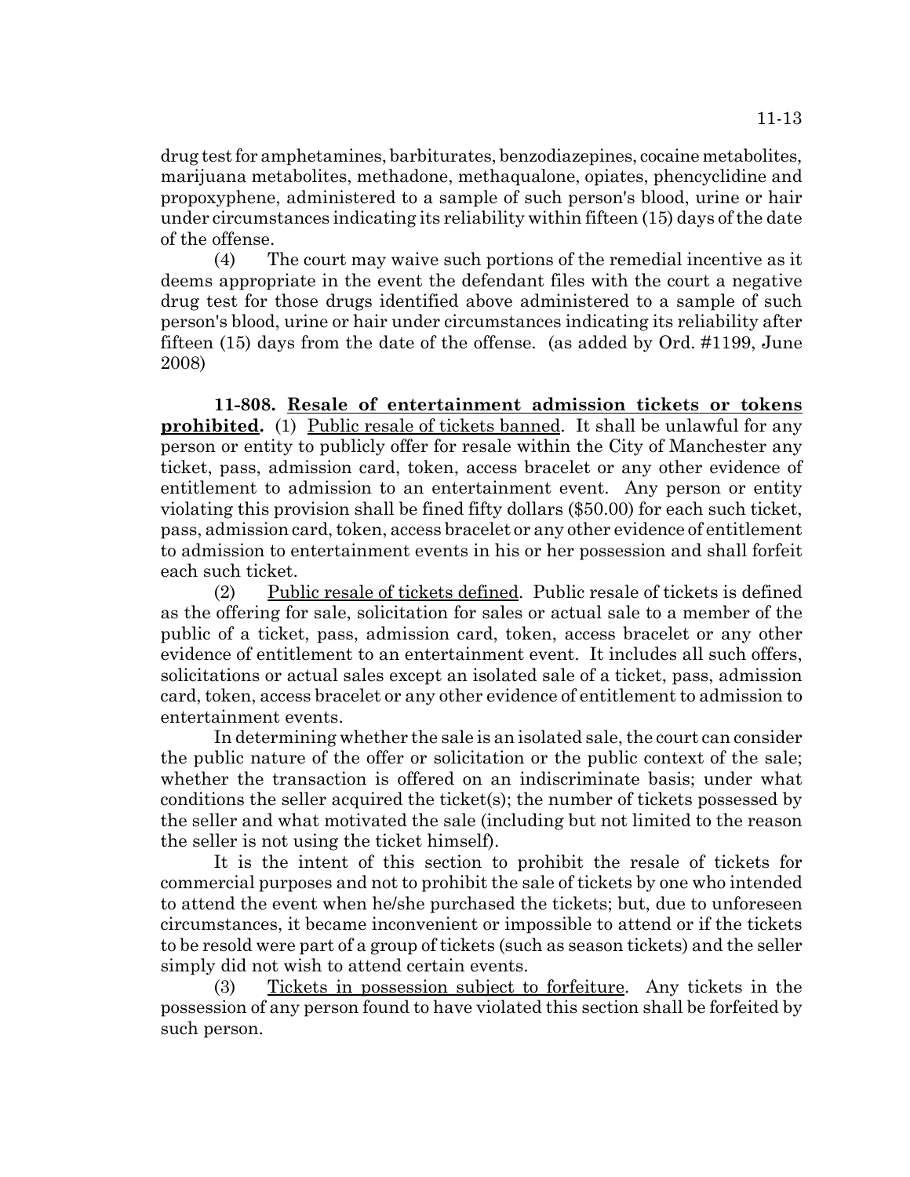drug test for amphetamines, barbiturates, benzodiazepines, cocaine metabolites, marijuana metabolites, methadone, methaqualone, opiates, phencyclidine and propoxyphene, administered to a sample of such person's blood, urine or hair under circumstances indicating its reliability within fifteen (15) days of the date of the offense.

(4) The court may waive such portions of the remedial incentive as it deems appropriate in the event the defendant files with the court a negative drug test for those drugs identified above administered to a sample of such person's blood, urine or hair under circumstances indicating its reliability after fifteen (15) days from the date of the offense. (as added by Ord. #1199, June 2008)

**11-808. Resale of entertainment admission tickets or tokens prohibited.** (1) Public resale of tickets banned. It shall be unlawful for any person or entity to publicly offer for resale within the City of Manchester any ticket, pass, admission card, token, access bracelet or any other evidence of entitlement to admission to an entertainment event. Any person or entity violating this provision shall be fined fifty dollars ($50.00) for each such ticket, pass, admission card, token, access bracelet or any other evidence of entitlement to admission to entertainment events in his or her possession and shall forfeit each such ticket.

(2) Public resale of tickets defined. Public resale of tickets is defined as the offering for sale, solicitation for sales or actual sale to a member of the public of a ticket, pass, admission card, token, access bracelet or any other evidence of entitlement to an entertainment event. It includes all such offers, solicitations or actual sales except an isolated sale of a ticket, pass, admission card, token, access bracelet or any other evidence of entitlement to admission to entertainment events.

In determining whether the sale is an isolated sale, the court can consider the public nature of the offer or solicitation or the public context of the sale; whether the transaction is offered on an indiscriminate basis; under what conditions the seller acquired the ticket(s); the number of tickets possessed by the seller and what motivated the sale (including but not limited to the reason the seller is not using the ticket himself).

It is the intent of this section to prohibit the resale of tickets for commercial purposes and not to prohibit the sale of tickets by one who intended to attend the event when he/she purchased the tickets; but, due to unforeseen circumstances, it became inconvenient or impossible to attend or if the tickets to be resold were part of a group of tickets (such as season tickets) and the seller simply did not wish to attend certain events.

(3) Tickets in possession subject to forfeiture. Any tickets in the possession of any person found to have violated this section shall be forfeited by such person.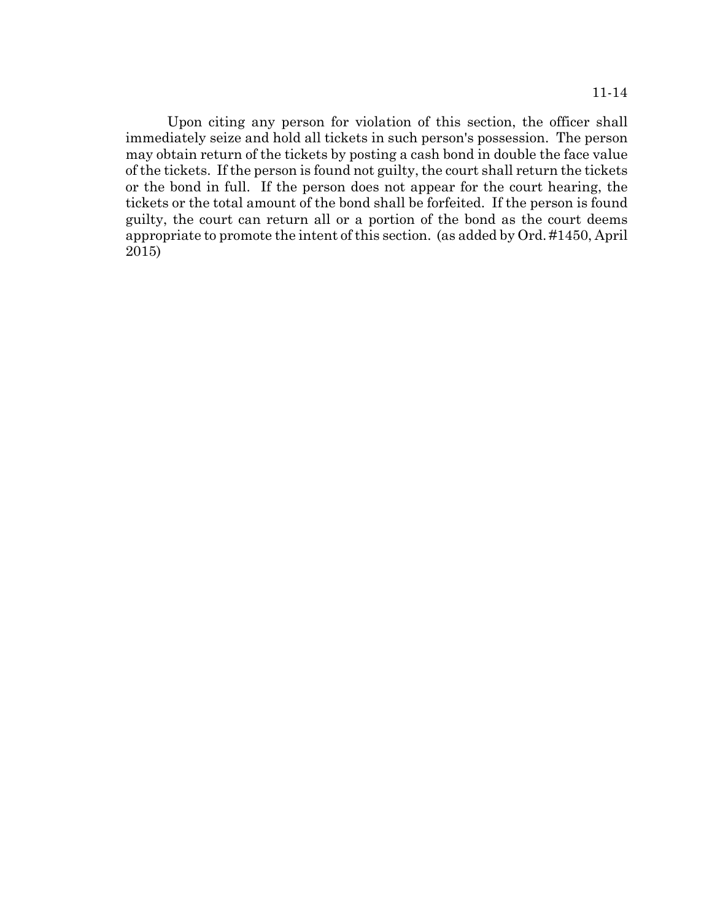Upon citing any person for violation of this section, the officer shall immediately seize and hold all tickets in such person's possession. The person may obtain return of the tickets by posting a cash bond in double the face value of the tickets. If the person is found not guilty, the court shall return the tickets or the bond in full. If the person does not appear for the court hearing, the tickets or the total amount of the bond shall be forfeited. If the person is found guilty, the court can return all or a portion of the bond as the court deems appropriate to promote the intent of this section. (as added by Ord. #1450, April 2015)